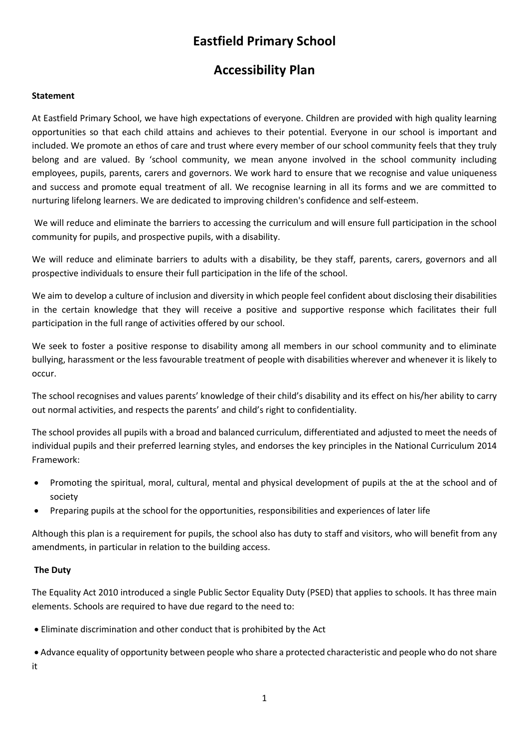# Eastfield Primary School

# Accessibility Plan

**Statement**

At Eastfield Primary School, we have high expectations of everyone. Children are provided with high quality learning opportunities so that each child attains and achieves to their potential. Everyone in our school is important and included. We promote an ethos of care and trust where every member of our school community feels that they truly belong and are valued. By 'school community, we mean anyone involved in the school community including employees, pupils, parents, carers and governors. We work hard to ensure that we recognise and value uniqueness and success and promote equal treatment of all. We recognise learning in all its forms and we are committed to nurturing lifelong learners. We are dedicated to improving children's confidence and self-esteem.

We will reduce and eliminate the barriers to accessing the curriculum and will ensure full participation in the school community for pupils, and prospective pupils, with a disability.

We will reduce and eliminate barriers to adults with a disability, be they staff, parents, carers, governors and all prospective individuals to ensure their full participation in the life of the school.

We aim to develop a culture of inclusion and diversity in which people feel confident about disclosing their disabilities in the certain knowledge that they will receive a positive and supportive response which facilitates their full participation in the full range of activities offered by our school.

We seek to foster a positive response to disability among all members in our school community and to eliminate bullying, harassment or the less favourable treatment of people with disabilities wherever and whenever it is likely to occur.

The school recognises and values parents' knowledge of their child's disability and its effect on his/her ability to carry out normal activities, and respects the parents' and child's right to confidentiality.

The school provides all pupils with a broad and balanced curriculum, differentiated and adjusted to meet the needs of individual pupils and their preferred learning styles, and endorses the key principles in the National Curriculum 2014 Framework:

- Promoting the spiritual, moral, cultural, mental and physical development of pupils at the at the school and of society
- Preparing pupils at the school for the opportunities, responsibilities and experiences of later life

Although this plan is a requirement for pupils, the school also has duty to staff and visitors, who will benefit from any amendments, in particular in relation to the building access.

**The Duty**

The Equality Act 2010 introduced a single Public Sector Equality Duty (PSED) that applies to schools. It has three main elements. Schools are required to have due regard to the need to:

- Eliminate discrimination and other conduct that is prohibited by the Act
- Advance equality of opportunity between people who share a protected characteristic and people who do not share it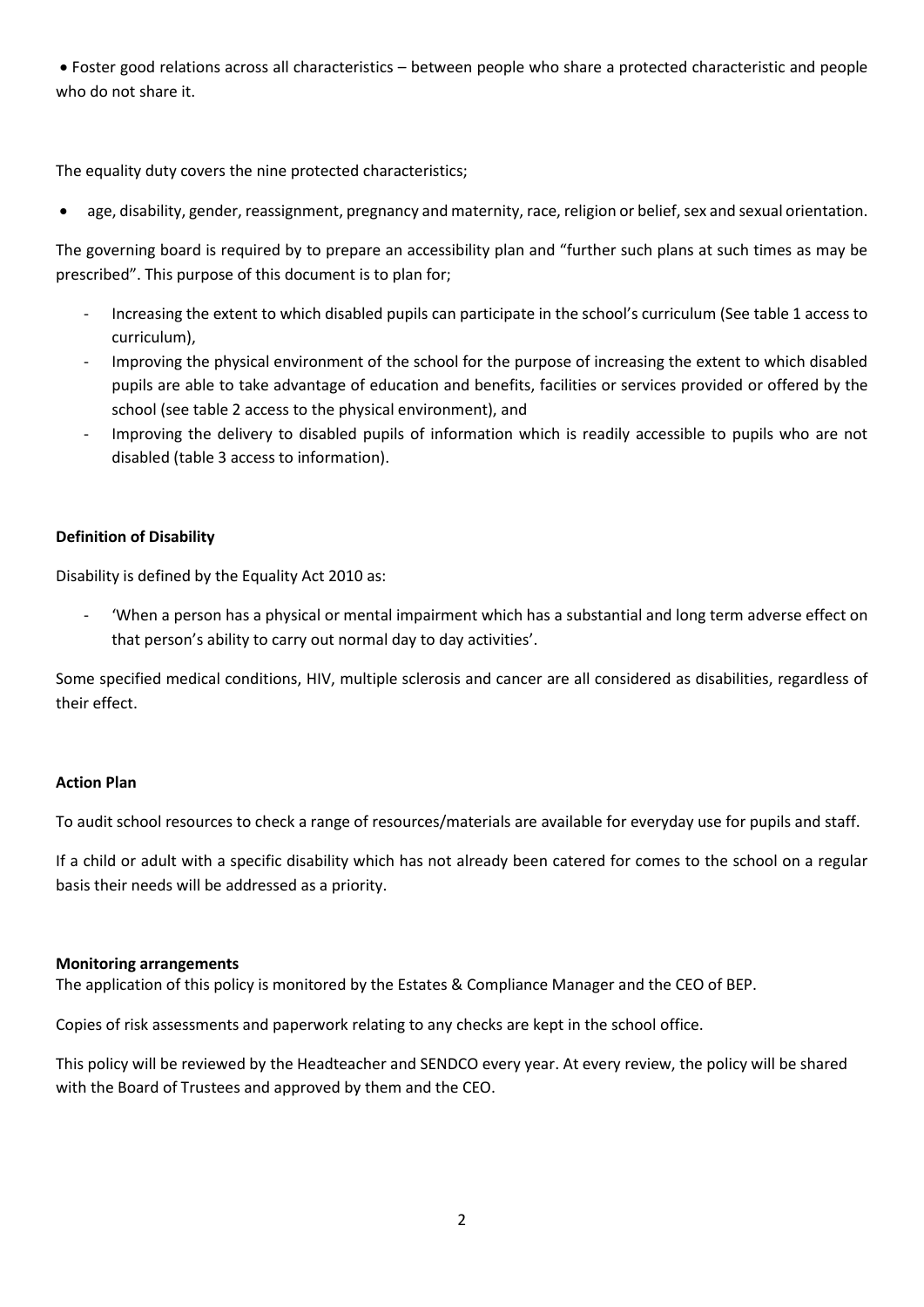- Foster good relations across all characteristics – between people who share a protected characteristic and people who do not share it.

The equality duty covers the nine protected characteristics;

- age, disability, gender, reassignment, pregnancy and maternity, race, religion or belief, sex and sexual orientation.

The governing board is required by to prepare an accessibility plan and "further such plans at such times as may be prescribed". This purpose of this document is to plan for;

- Increasing the extent to which disabled pupils can participate in the school's curriculum (See table 1 access to curriculum),
- Improving the physical environment of the school for the purpose of increasing the extent to which disabled pupils are able to take advantage of education and benefits, facilities or services provided or offered by the school (see table 2 access to the physical environment), and
- Improving the delivery to disabled pupils of information which is readily accessible to pupils who are not disabled (table 3 access to information).

**Definition of Disability**

Disability is defined by the Equality Act 2010 as:

- 'When a person has a physical or mental impairment which has a substantial and long term adverse effect on that person's ability to carry out normal day to day activities'.

Some specified medical conditions, HIV, multiple sclerosis and cancer are all considered as disabilities, regardless of their effect.

**Action Plan**

To audit school resources to check a range of resources/materials are available for everyday use for pupils and staff.

If a child or adult with a specific disability which has not already been catered for comes to the school on a regular basis their needs will be addressed as a priority.

**Monitoring arrangements**

The application of this policy is monitored by the Estates & Compliance Manager and the CEO of BEP.

Copies of risk assessments and paperwork relating to any checks are kept in the school office.

This policy will be reviewed by the Headteacher and SENDCO every year. At every review, the policy will be shared with the Board of Trustees and approved by them and the CEO.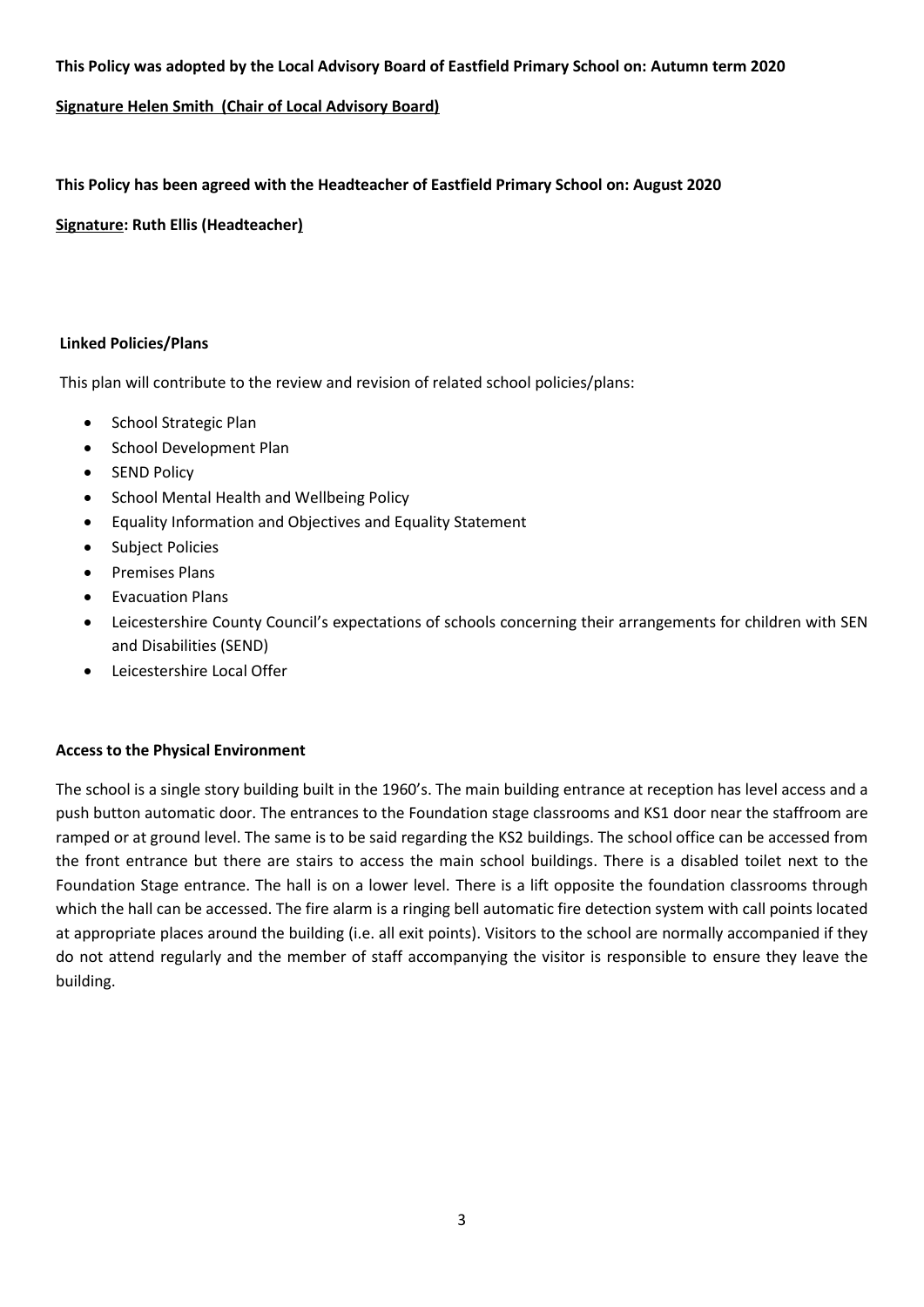**This Policy was adopted by the Local Advisory Board of Eastfield Primary School on: Autumn term 2020**

**Signature Helen Smith (Chair of Local Advisory Board)**

**This Policy has been agreed with the Headteacher of Eastfield Primary School on: August 2020**

**Signature: Ruth Ellis (Headteacher)**

**Linked Policies/Plans**

This plan will contribute to the review and revision of related school policies/plans:

- School Strategic Plan
- School Development Plan
- SEND Policy
- School Mental Health and Wellbeing Policy
- Equality Information and Objectives and Equality Statement
- Subject Policies
- Premises Plans
- Evacuation Plans
- Leicestershire County Council's expectations of schools concerning their arrangements for children with SEN and Disabilities (SEND)
- Leicestershire Local Offer

**Access to the Physical Environment**

The school is a single story building built in the 1960's. The main building entrance at reception has level access and a push button automatic door. The entrances to the Foundation stage classrooms and KS1 door near the staffroom are ramped or at ground level. The same is to be said regarding the KS2 buildings. The school office can be accessed from the front entrance but there are stairs to access the main school buildings. There is a disabled toilet next to the Foundation Stage entrance. The hall is on a lower level. There is a lift opposite the foundation classrooms through which the hall can be accessed. The fire alarm is a ringing bell automatic fire detection system with call points located at appropriate places around the building (i.e. all exit points). Visitors to the school are normally accompanied if they do not attend regularly and the member of staff accompanying the visitor is responsible to ensure they leave the building.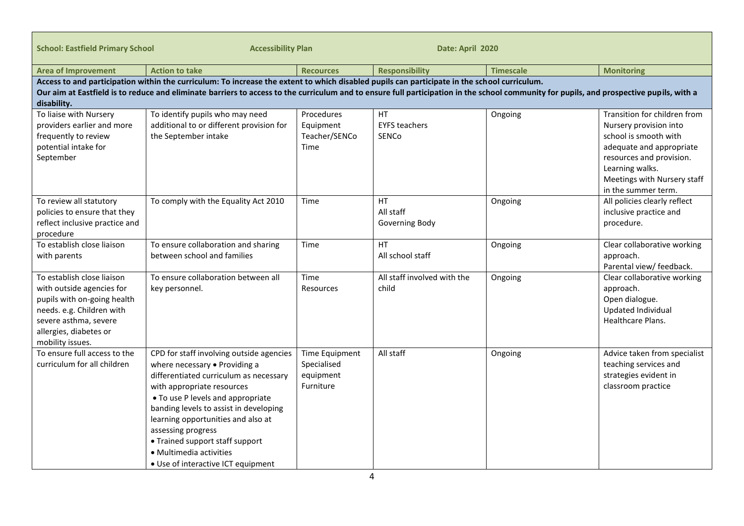| School: Eastfield Primary School | Accessibility Plan | | Date: April 2020 | | |
|---|---|---|---|---|---|
| **Area of Improvement** | **Action to take** | **Recources** | **Responsibility** | **Timescale** | **Monitoring** |
| **Access to and participation within the curriculum: To increase the extent to which disabled pupils can participate in the school curriculum. Our aim at Eastfield is to reduce and eliminate barriers to access to the curriculum and to ensure full participation in the school community for pupils, and prospective pupils, with a disability.** | | | | | |
| To liaise with Nursery providers earlier and more frequently to review potential intake for September | To identify pupils who may need additional to or different provision for the September intake | Procedures<br>Equipment<br>Teacher/SENCo<br>Time | HT<br>EYFS teachers<br>SENCo | Ongoing | Transition for children from Nursery provision into school is smooth with adequate and appropriate resources and provision.<br>Learning walks.<br>Meetings with Nursery staff in the summer term. |
| To review all statutory policies to ensure that they reflect inclusive practice and procedure | To comply with the Equality Act 2010 | Time | HT<br>All staff<br>Governing Body | Ongoing | All policies clearly reflect inclusive practice and procedure. |
| To establish close liaison with parents | To ensure collaboration and sharing between school and families | Time | HT<br>All school staff | Ongoing | Clear collaborative working approach.<br>Parental view/ feedback. |
| To establish close liaison with outside agencies for pupils with on-going health needs. e.g. Children with severe asthma, severe allergies, diabetes or mobility issues. | To ensure collaboration between all key personnel. | Time<br>Resources | All staff involved with the child | Ongoing | Clear collaborative working approach.<br>Open dialogue.<br>Updated Individual Healthcare Plans. |
| To ensure full access to the curriculum for all children | CPD for staff involving outside agencies where necessary • Providing a differentiated curriculum as necessary with appropriate resources<br>• To use P levels and appropriate banding levels to assist in developing learning opportunities and also at assessing progress<br>• Trained support staff support<br>• Multimedia activities<br>• Use of interactive ICT equipment | Time Equipment<br>Specialised equipment<br>Furniture | All staff | Ongoing | Advice taken from specialist teaching services and strategies evident in classroom practice |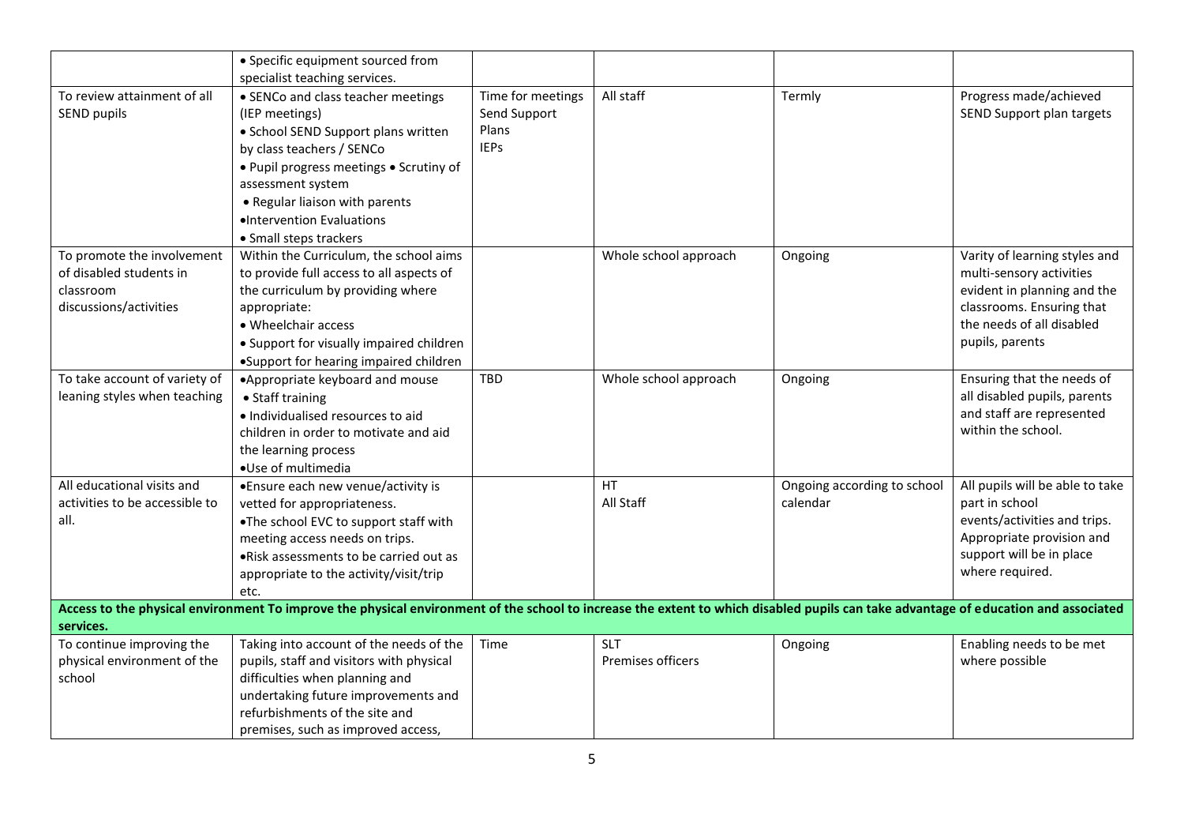| | | | | | |
|---|---|---|---|---|---|
| | • Specific equipment sourced from specialist teaching services. | | | | |
| To review attainment of all SEND pupils | • SENCo and class teacher meetings (IEP meetings)<br>• School SEND Support plans written by class teachers / SENCo<br>• Pupil progress meetings • Scrutiny of assessment system<br>• Regular liaison with parents<br>•Intervention Evaluations<br>• Small steps trackers | Time for meetings Send Support Plans IEPs | All staff | Termly | Progress made/achieved SEND Support plan targets |
| To promote the involvement of disabled students in classroom discussions/activities | Within the Curriculum, the school aims to provide full access to all aspects of the curriculum by providing where appropriate:<br>• Wheelchair access<br>• Support for visually impaired children<br>•Support for hearing impaired children | | Whole school approach | Ongoing | Varity of learning styles and multi-sensory activities evident in planning and the classrooms. Ensuring that the needs of all disabled pupils, parents |
| To take account of variety of leaning styles when teaching | •Appropriate keyboard and mouse<br>• Staff training<br>• Individualised resources to aid children in order to motivate and aid the learning process<br>•Use of multimedia | TBD | Whole school approach | Ongoing | Ensuring that the needs of all disabled pupils, parents and staff are represented within the school. |
| All educational visits and activities to be accessible to all. | •Ensure each new venue/activity is vetted for appropriateness.<br>•The school EVC to support staff with meeting access needs on trips.<br>•Risk assessments to be carried out as appropriate to the activity/visit/trip etc. | | HT<br>All Staff | Ongoing according to school calendar | All pupils will be able to take part in school events/activities and trips. Appropriate provision and support will be in place where required. |
| **Access to the physical environment To improve the physical environment of the school to increase the extent to which disabled pupils can take advantage of education and associated services.** | | | | | |
| To continue improving the physical environment of the school | Taking into account of the needs of the pupils, staff and visitors with physical difficulties when planning and undertaking future improvements and refurbishments of the site and premises, such as improved access, | Time | SLT<br>Premises officers | Ongoing | Enabling needs to be met where possible |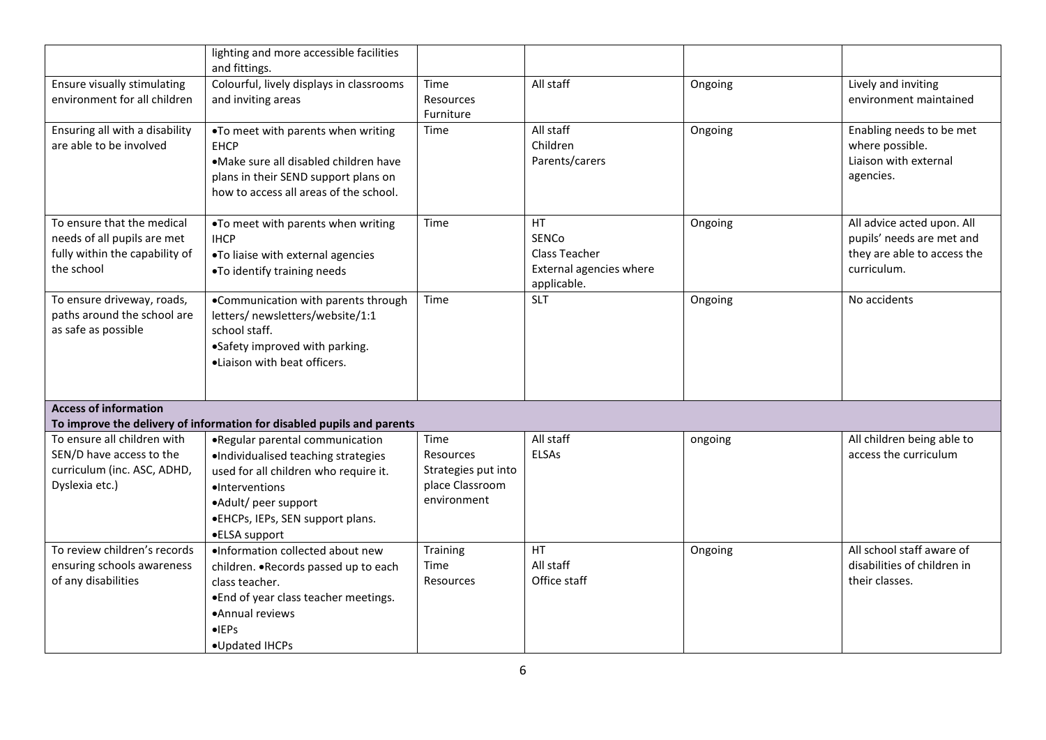| | | | | | |
|---|---|---|---|---|---|
| | lighting and more accessible facilities and fittings. | | | | |
| Ensure visually stimulating environment for all children | Colourful, lively displays in classrooms and inviting areas | Time<br>Resources<br>Furniture | All staff | Ongoing | Lively and inviting environment maintained |
| Ensuring all with a disability are able to be involved | •To meet with parents when writing EHCP<br>•Make sure all disabled children have plans in their SEND support plans on how to access all areas of the school. | Time | All staff<br>Children<br>Parents/carers | Ongoing | Enabling needs to be met where possible.<br>Liaison with external agencies. |
| To ensure that the medical needs of all pupils are met fully within the capability of the school | •To meet with parents when writing IHCP<br>•To liaise with external agencies<br>•To identify training needs | Time | HT<br>SENCo<br>Class Teacher<br>External agencies where applicable. | Ongoing | All advice acted upon. All pupils' needs are met and they are able to access the curriculum. |
| To ensure driveway, roads, paths around the school are as safe as possible | •Communication with parents through letters/ newsletters/website/1:1 school staff.<br>•Safety improved with parking.<br>•Liaison with beat officers. | Time | SLT | Ongoing | No accidents |
| **Access of information**<br>**To improve the delivery of information for disabled pupils and parents** | | | | | |
| To ensure all children with SEN/D have access to the curriculum (inc. ASC, ADHD, Dyslexia etc.) | •Regular parental communication<br>•Individualised teaching strategies used for all children who require it.<br>•Interventions<br>•Adult/ peer support<br>•EHCPs, IEPs, SEN support plans.<br>•ELSA support | Time<br>Resources<br>Strategies put into place Classroom environment | All staff<br>ELSAs | ongoing | All children being able to access the curriculum |
| To review children's records ensuring schools awareness of any disabilities | •Information collected about new children. •Records passed up to each class teacher.<br>•End of year class teacher meetings.<br>•Annual reviews<br>•IEPs<br>•Updated IHCPs | Training<br>Time<br>Resources | HT<br>All staff<br>Office staff | Ongoing | All school staff aware of disabilities of children in their classes. |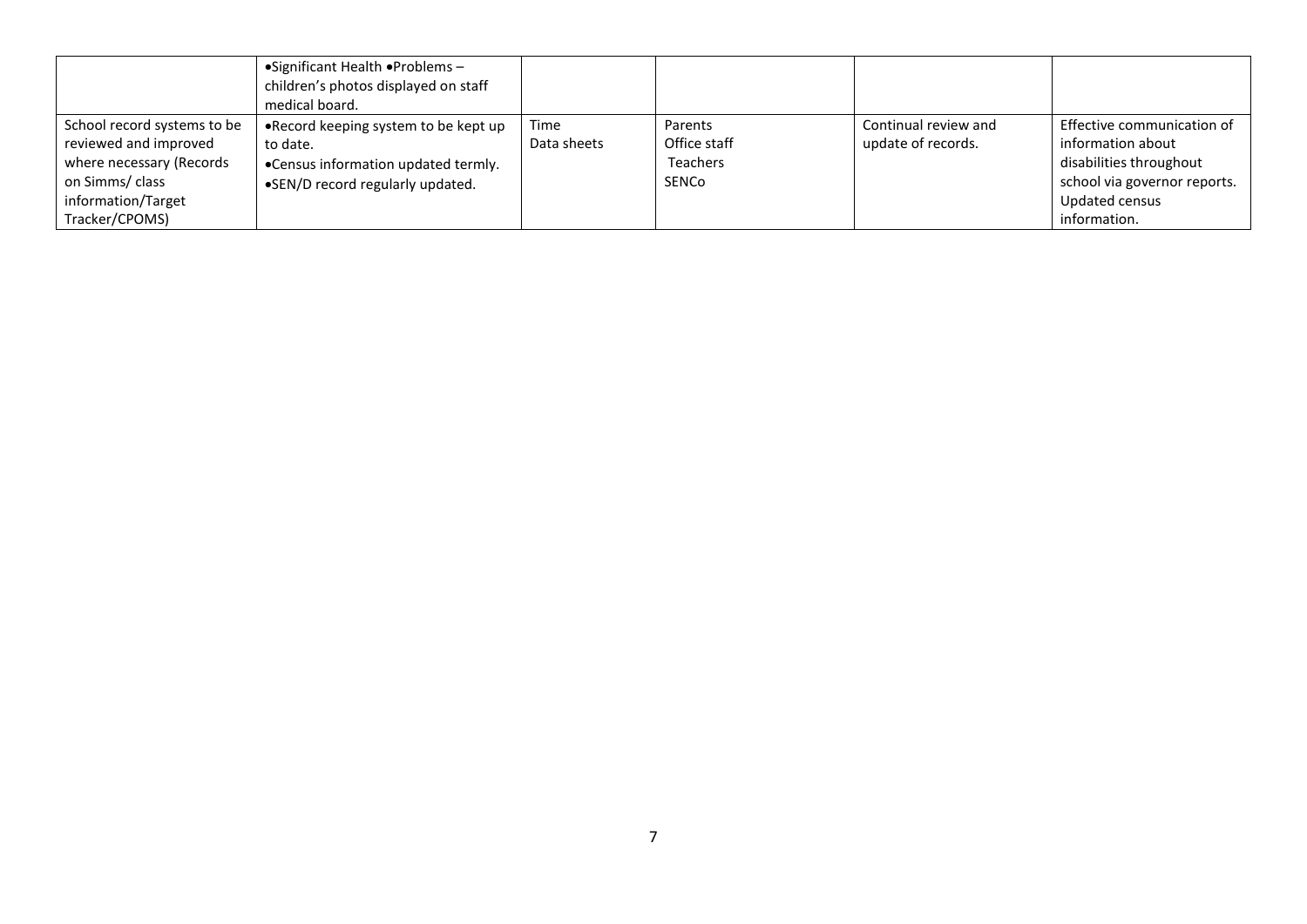| | | | | | |
|---|---|---|---|---|---|
| | •Significant Health •Problems – children's photos displayed on staff medical board. | | | | |
| School record systems to be reviewed and improved where necessary (Records on Simms/ class information/Target Tracker/CPOMS) | •Record keeping system to be kept up to date.<br>•Census information updated termly.<br>•SEN/D record regularly updated. | Time<br>Data sheets | Parents<br>Office staff<br>Teachers<br>SENCo | Continual review and update of records. | Effective communication of information about disabilities throughout school via governor reports. Updated census information. |